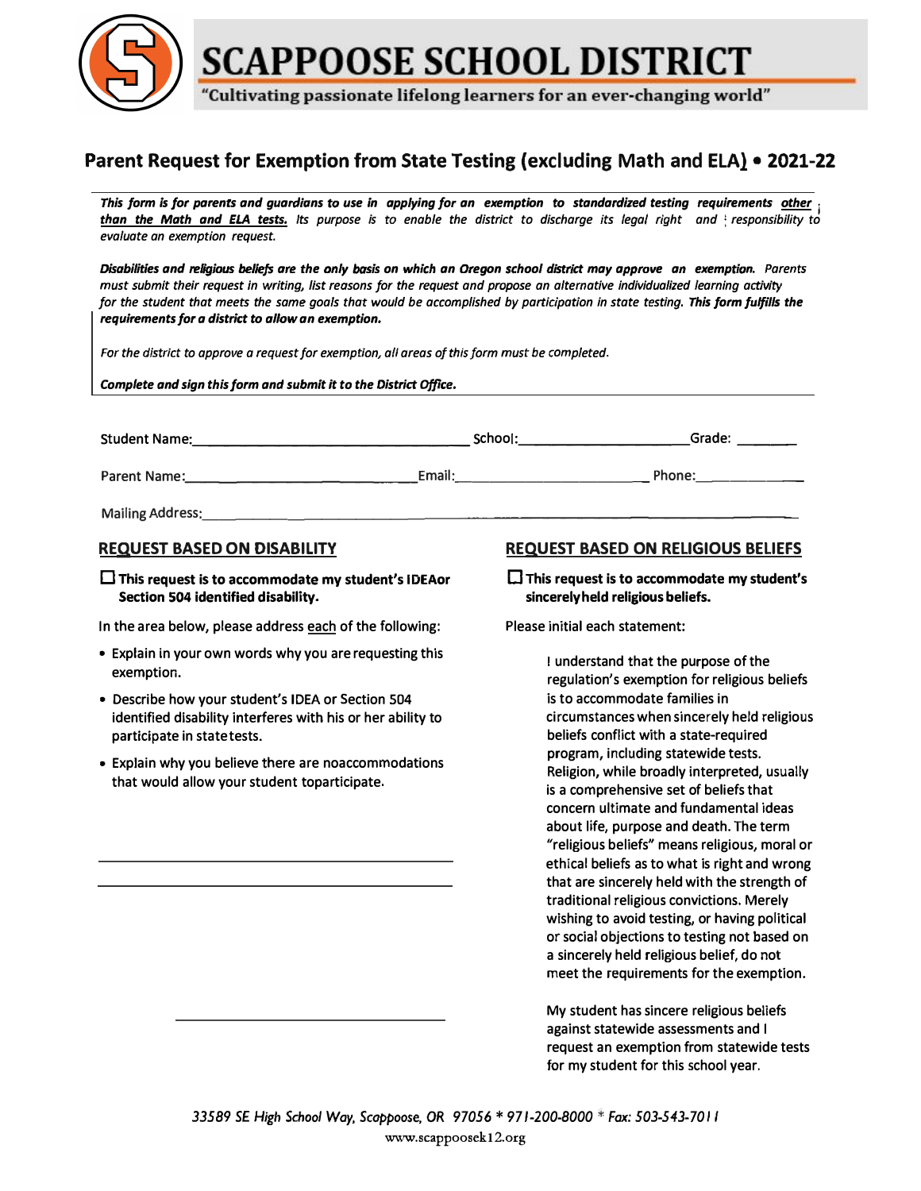# SCAPPOOSE SCHOOL DISTRICT

"Cultivating passionate lifelong learners for an ever-changing world"

## Parent Request for Exemption from State Testing (excluding Math and ELA) • 2021-22

*This form is for parents and guardians to use in applying for an exemption to standardized testing requirements* ***other than the Math and ELA tests.*** *Its purpose is to enable the district to discharge its legal right and responsibility to evaluate an exemption request.*

***Disabilities and religious beliefs are the only basis on which an Oregon school district may approve an exemption.*** *Parents must submit their request in writing, list reasons for the request and propose an alternative individualized learning activity for the student that meets the same goals that would be accomplished by participation in state testing.* ***This form fulfills the requirements for a district to allow an exemption.***

*For the district to approve a request for exemption, all areas of this form must be completed.*

***Complete and sign this form and submit it to the District Office.***

Student Name:________________________________ School:____________________ Grade: ________

Parent Name:__________________________ Email:______________________ Phone:_____________

Mailing Address:__________________________________________________________________________

### REQUEST BASED ON DISABILITY

☐ **This request is to accommodate my student's IDEA or Section 504 identified disability.**

In the area below, please address each of the following:

- Explain in your own words why you are requesting this exemption.
- Describe how your student's IDEA or Section 504 identified disability interferes with his or her ability to participate in state tests.
- Explain why you believe there are no accommodations that would allow your student to participate.

______________________________________________

______________________________________________

______________________________

### REQUEST BASED ON RELIGIOUS BELIEFS

☐ **This request is to accommodate my student's sincerely held religious beliefs.**

Please initial each statement:

_____ I understand that the purpose of the regulation's exemption for religious beliefs is to accommodate families in circumstances when sincerely held religious beliefs conflict with a state-required program, including statewide tests. Religion, while broadly interpreted, usually is a comprehensive set of beliefs that concern ultimate and fundamental ideas about life, purpose and death. The term "religious beliefs" means religious, moral or ethical beliefs as to what is right and wrong that are sincerely held with the strength of traditional religious convictions. Merely wishing to avoid testing, or having political or social objections to testing not based on a sincerely held religious belief, do not meet the requirements for the exemption.

_____ My student has sincere religious beliefs against statewide assessments and I request an exemption from statewide tests for my student for this school year.

*33589 SE High School Way, Scappoose, OR 97056 * 971-200-8000 * Fax: 503-543-7011*

www.scappoose.k12.org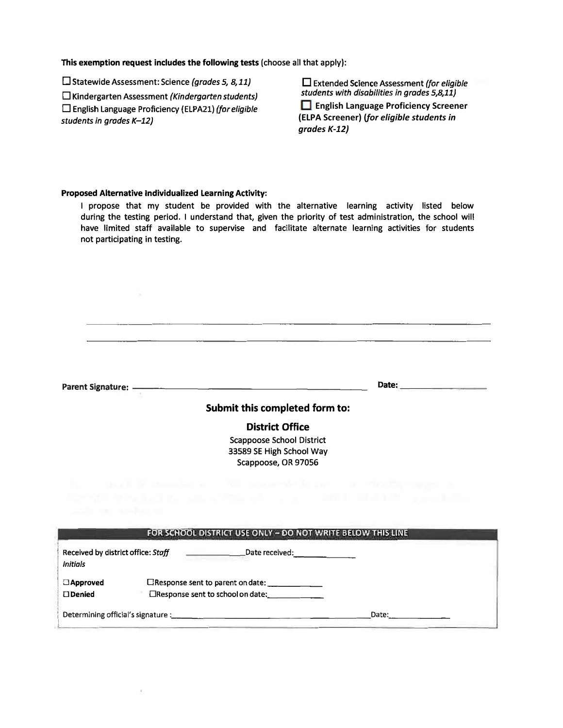**This exemption request includes the following tests** (choose all that apply):

☐ Statewide Assessment: Science *(grades 5, 8, 11)*

☐ Kindergarten Assessment *(Kindergarten students)*

☐ English Language Proficiency (ELPA21) *(for eligible students in grades K–12)*

☐ Extended Science Assessment *(for eligible students with disabilities in grades 5,8,11)*

☐ **English Language Proficiency Screener (ELPA Screener)** ***(for eligible students in grades K-12)***

**Proposed Alternative Individualized Learning Activity:**

I propose that my student be provided with the alternative learning activity listed below during the testing period. I understand that, given the priority of test administration, the school will have limited staff available to supervise and facilitate alternate learning activities for students not participating in testing.

\_\_\_\_\_\_\_\_\_\_\_\_\_\_\_\_\_\_\_\_\_\_\_\_\_\_\_\_\_\_\_\_\_\_\_\_\_\_\_\_\_\_\_\_\_\_\_\_\_\_\_\_\_\_\_\_\_\_\_\_

\_\_\_\_\_\_\_\_\_\_\_\_\_\_\_\_\_\_\_\_\_\_\_\_\_\_\_\_\_\_\_\_\_\_\_\_\_\_\_\_\_\_\_\_\_\_\_\_\_\_\_\_\_\_\_\_\_\_\_\_

**Parent Signature:** \_\_\_\_\_\_\_\_\_\_\_\_\_\_\_\_\_\_\_\_\_\_\_\_\_\_\_\_\_\_\_\_\_\_\_\_\_\_\_\_ **Date:** \_\_\_\_\_\_\_\_\_\_\_\_\_\_\_\_

## Submit this completed form to:

### District Office

Scappoose School District
33589 SE High School Way
Scappoose, OR 97056

| FOR SCHOOL DISTRICT USE ONLY – DO NOT WRITE BELOW THIS LINE | | |
|---|---|---|
| Received by district office: *Staff Initials* | \_\_\_\_\_\_\_\_\_\_ Date received: \_\_\_\_\_\_\_\_\_\_ | |
| ☐ **Approved** | ☐ Response sent to parent on date: \_\_\_\_\_\_\_\_\_\_ | |
| ☐ **Denied** | ☐ Response sent to school on date: \_\_\_\_\_\_\_\_\_\_ | |
| Determining official's signature : \_\_\_\_\_\_\_\_\_\_\_\_\_\_\_\_\_\_\_\_\_\_\_\_\_\_\_\_ | | Date: \_\_\_\_\_\_\_\_\_\_ |